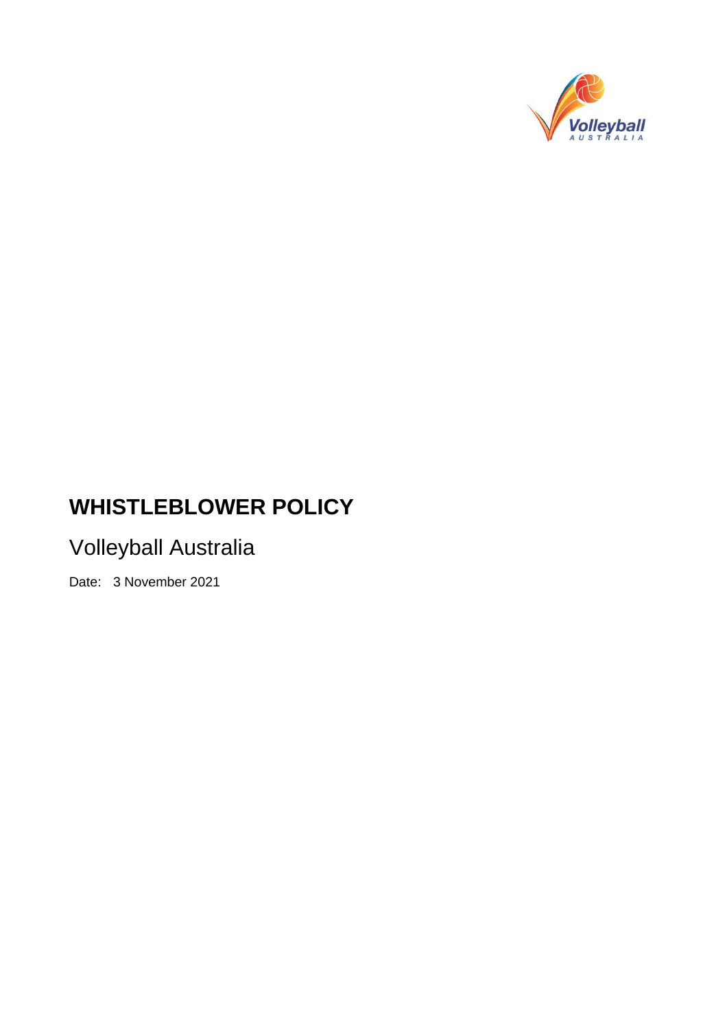# WHISTLEBLOWER POLICY

## Volleyball Australia

Date: 3 November 2021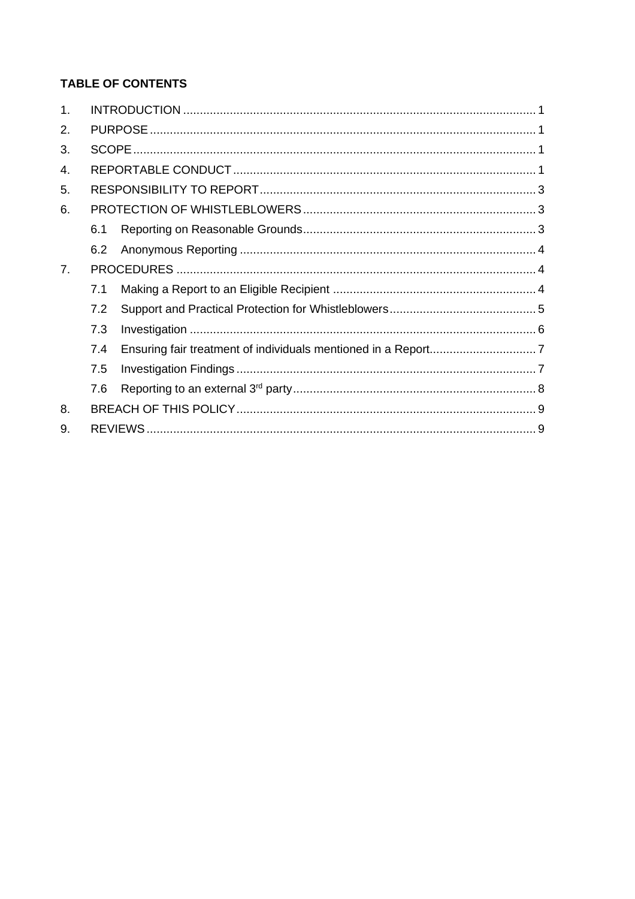**TABLE OF CONTENTS**

1. INTRODUCTION ........................................................................................................ 1
2. PURPOSE ................................................................................................................... 1
3. SCOPE ........................................................................................................................ 1
4. REPORTABLE CONDUCT ........................................................................................... 1
5. RESPONSIBILITY TO REPORT ................................................................................... 3
6. PROTECTION OF WHISTLEBLOWERS ...................................................................... 3
    - 6.1 Reporting on Reasonable Grounds ...................................................................... 3
    - 6.2 Anonymous Reporting ......................................................................................... 4
7. PROCEDURES ............................................................................................................ 4
    - 7.1 Making a Report to an Eligible Recipient ............................................................. 4
    - 7.2 Support and Practical Protection for Whistleblowers ............................................ 5
    - 7.3 Investigation ........................................................................................................ 6
    - 7.4 Ensuring fair treatment of individuals mentioned in a Report ................................ 7
    - 7.5 Investigation Findings .......................................................................................... 7
    - 7.6 Reporting to an external 3rd party ......................................................................... 8
8. BREACH OF THIS POLICY .......................................................................................... 9
9. REVIEWS ..................................................................................................................... 9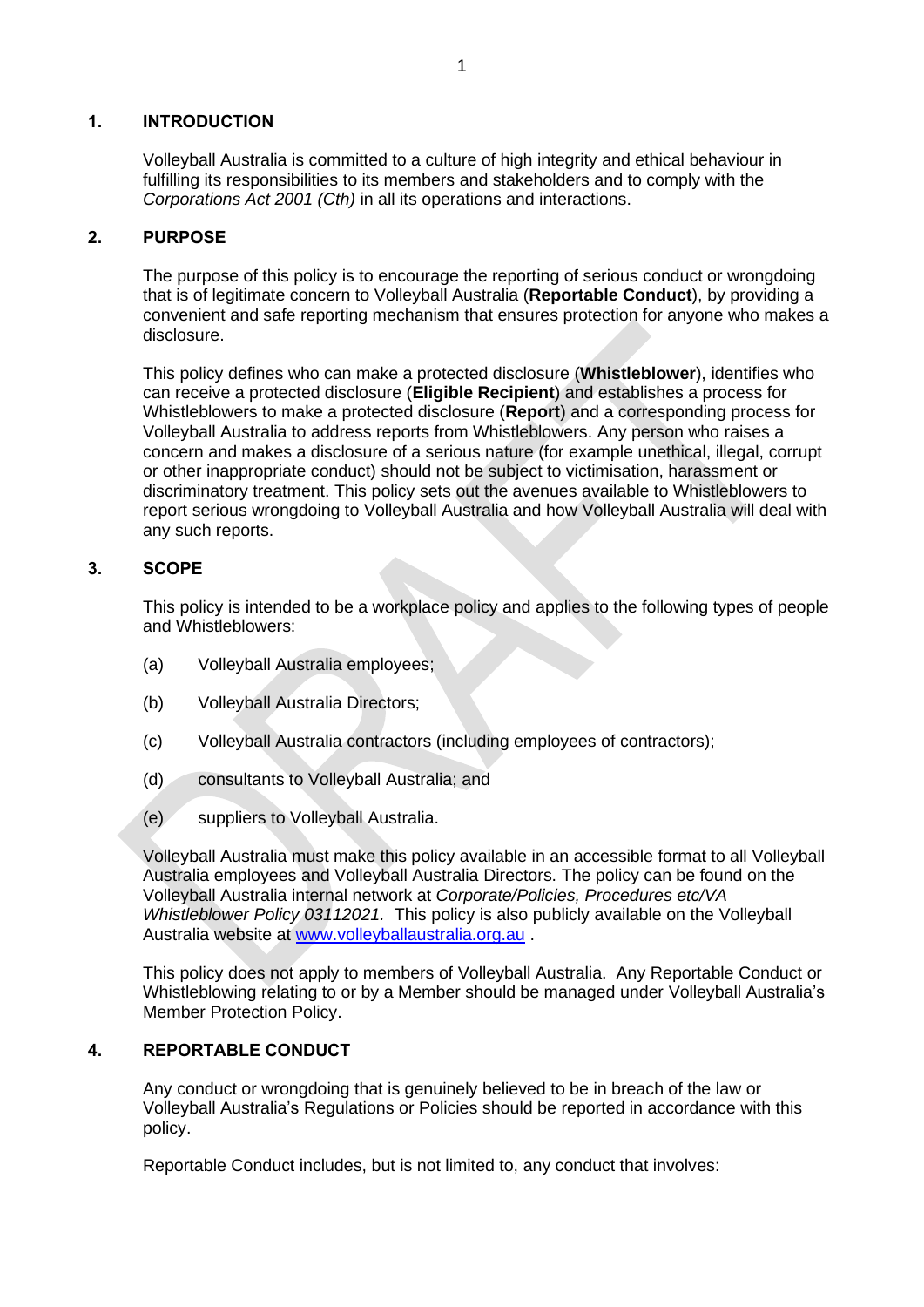## 1. INTRODUCTION

Volleyball Australia is committed to a culture of high integrity and ethical behaviour in fulfilling its responsibilities to its members and stakeholders and to comply with the *Corporations Act 2001 (Cth)* in all its operations and interactions.

## 2. PURPOSE

The purpose of this policy is to encourage the reporting of serious conduct or wrongdoing that is of legitimate concern to Volleyball Australia (**Reportable Conduct**), by providing a convenient and safe reporting mechanism that ensures protection for anyone who makes a disclosure.

This policy defines who can make a protected disclosure (**Whistleblower**), identifies who can receive a protected disclosure (**Eligible Recipient**) and establishes a process for Whistleblowers to make a protected disclosure (**Report**) and a corresponding process for Volleyball Australia to address reports from Whistleblowers. Any person who raises a concern and makes a disclosure of a serious nature (for example unethical, illegal, corrupt or other inappropriate conduct) should not be subject to victimisation, harassment or discriminatory treatment. This policy sets out the avenues available to Whistleblowers to report serious wrongdoing to Volleyball Australia and how Volleyball Australia will deal with any such reports.

## 3. SCOPE

This policy is intended to be a workplace policy and applies to the following types of people and Whistleblowers:

(a) Volleyball Australia employees;

(b) Volleyball Australia Directors;

(c) Volleyball Australia contractors (including employees of contractors);

(d) consultants to Volleyball Australia; and

(e) suppliers to Volleyball Australia.

Volleyball Australia must make this policy available in an accessible format to all Volleyball Australia employees and Volleyball Australia Directors. The policy can be found on the Volleyball Australia internal network at *Corporate/Policies, Procedures etc/VA Whistleblower Policy 03112021.* This policy is also publicly available on the Volleyball Australia website at [www.volleyballaustralia.org.au](www.volleyballaustralia.org.au) .

This policy does not apply to members of Volleyball Australia. Any Reportable Conduct or Whistleblowing relating to or by a Member should be managed under Volleyball Australia's Member Protection Policy.

## 4. REPORTABLE CONDUCT

Any conduct or wrongdoing that is genuinely believed to be in breach of the law or Volleyball Australia's Regulations or Policies should be reported in accordance with this policy.

Reportable Conduct includes, but is not limited to, any conduct that involves: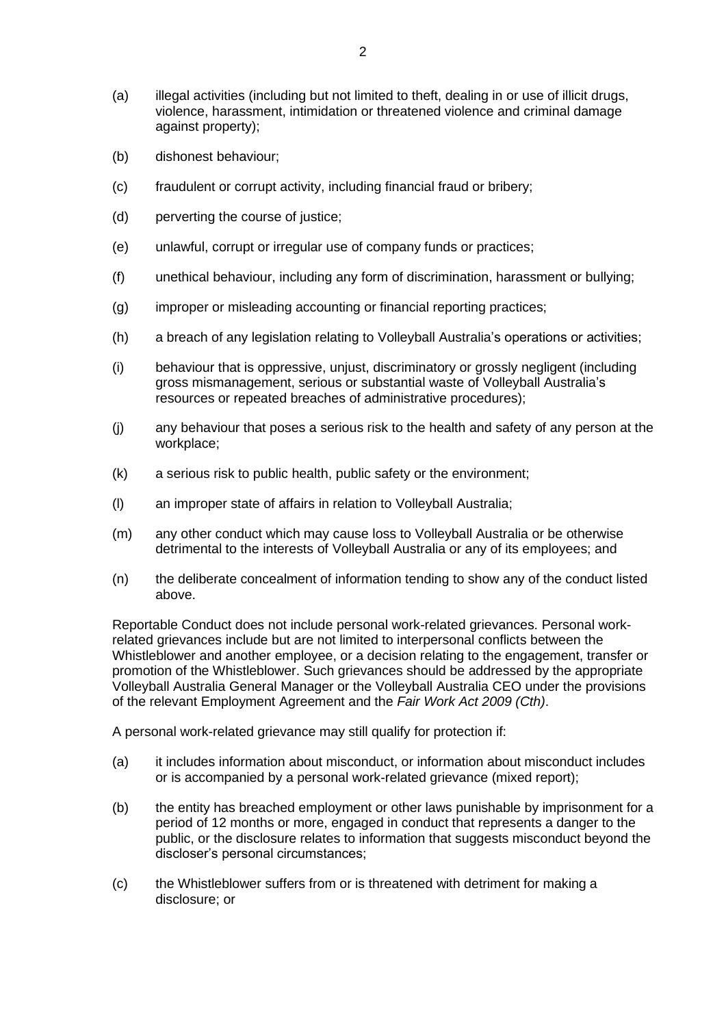(a) illegal activities (including but not limited to theft, dealing in or use of illicit drugs, violence, harassment, intimidation or threatened violence and criminal damage against property);

(b) dishonest behaviour;

(c) fraudulent or corrupt activity, including financial fraud or bribery;

(d) perverting the course of justice;

(e) unlawful, corrupt or irregular use of company funds or practices;

(f) unethical behaviour, including any form of discrimination, harassment or bullying;

(g) improper or misleading accounting or financial reporting practices;

(h) a breach of any legislation relating to Volleyball Australia's operations or activities;

(i) behaviour that is oppressive, unjust, discriminatory or grossly negligent (including gross mismanagement, serious or substantial waste of Volleyball Australia's resources or repeated breaches of administrative procedures);

(j) any behaviour that poses a serious risk to the health and safety of any person at the workplace;

(k) a serious risk to public health, public safety or the environment;

(l) an improper state of affairs in relation to Volleyball Australia;

(m) any other conduct which may cause loss to Volleyball Australia or be otherwise detrimental to the interests of Volleyball Australia or any of its employees; and

(n) the deliberate concealment of information tending to show any of the conduct listed above.

Reportable Conduct does not include personal work-related grievances. Personal work-related grievances include but are not limited to interpersonal conflicts between the Whistleblower and another employee, or a decision relating to the engagement, transfer or promotion of the Whistleblower. Such grievances should be addressed by the appropriate Volleyball Australia General Manager or the Volleyball Australia CEO under the provisions of the relevant Employment Agreement and the *Fair Work Act 2009 (Cth)*.

A personal work-related grievance may still qualify for protection if:

(a) it includes information about misconduct, or information about misconduct includes or is accompanied by a personal work-related grievance (mixed report);

(b) the entity has breached employment or other laws punishable by imprisonment for a period of 12 months or more, engaged in conduct that represents a danger to the public, or the disclosure relates to information that suggests misconduct beyond the discloser's personal circumstances;

(c) the Whistleblower suffers from or is threatened with detriment for making a disclosure; or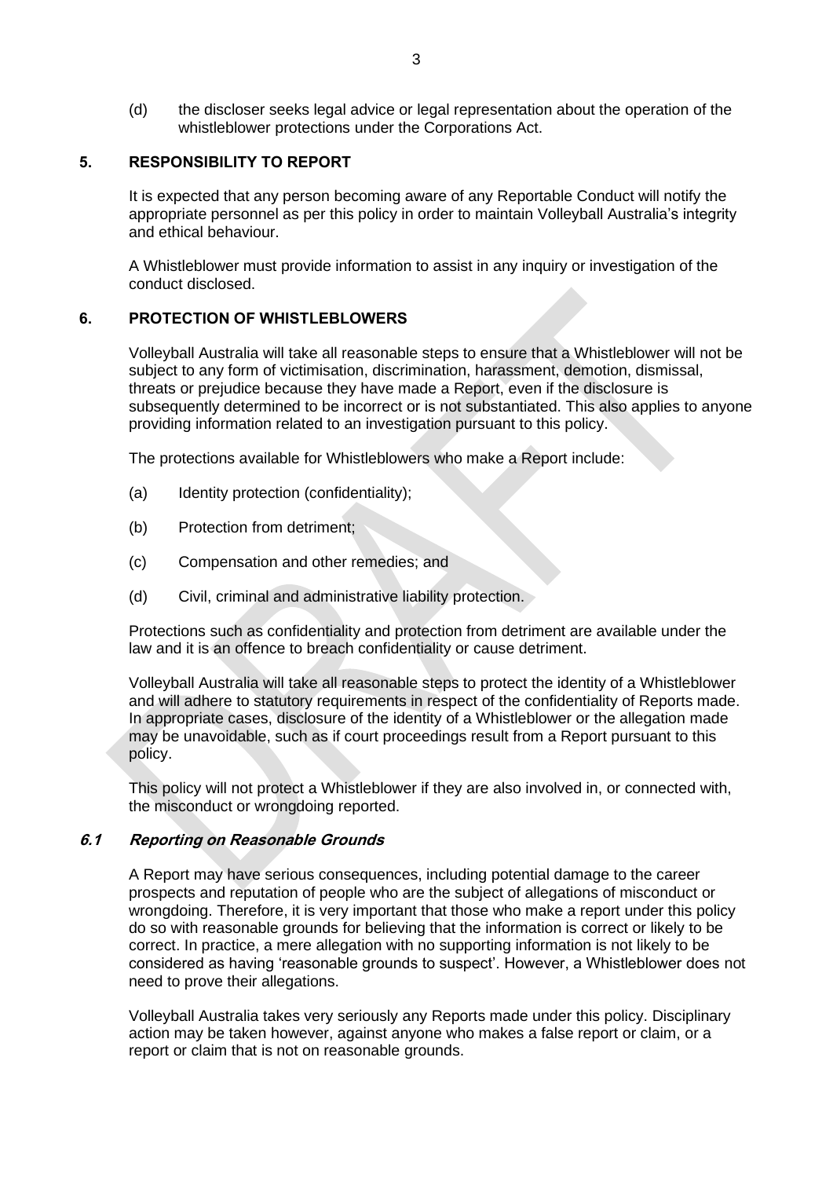(d) the discloser seeks legal advice or legal representation about the operation of the whistleblower protections under the Corporations Act.

## 5. RESPONSIBILITY TO REPORT

It is expected that any person becoming aware of any Reportable Conduct will notify the appropriate personnel as per this policy in order to maintain Volleyball Australia's integrity and ethical behaviour.

A Whistleblower must provide information to assist in any inquiry or investigation of the conduct disclosed.

## 6. PROTECTION OF WHISTLEBLOWERS

Volleyball Australia will take all reasonable steps to ensure that a Whistleblower will not be subject to any form of victimisation, discrimination, harassment, demotion, dismissal, threats or prejudice because they have made a Report, even if the disclosure is subsequently determined to be incorrect or is not substantiated. This also applies to anyone providing information related to an investigation pursuant to this policy.

The protections available for Whistleblowers who make a Report include:

(a) Identity protection (confidentiality);

(b) Protection from detriment;

(c) Compensation and other remedies; and

(d) Civil, criminal and administrative liability protection.

Protections such as confidentiality and protection from detriment are available under the law and it is an offence to breach confidentiality or cause detriment.

Volleyball Australia will take all reasonable steps to protect the identity of a Whistleblower and will adhere to statutory requirements in respect of the confidentiality of Reports made. In appropriate cases, disclosure of the identity of a Whistleblower or the allegation made may be unavoidable, such as if court proceedings result from a Report pursuant to this policy.

This policy will not protect a Whistleblower if they are also involved in, or connected with, the misconduct or wrongdoing reported.

### *6.1 Reporting on Reasonable Grounds*

A Report may have serious consequences, including potential damage to the career prospects and reputation of people who are the subject of allegations of misconduct or wrongdoing. Therefore, it is very important that those who make a report under this policy do so with reasonable grounds for believing that the information is correct or likely to be correct. In practice, a mere allegation with no supporting information is not likely to be considered as having 'reasonable grounds to suspect'. However, a Whistleblower does not need to prove their allegations.

Volleyball Australia takes very seriously any Reports made under this policy. Disciplinary action may be taken however, against anyone who makes a false report or claim, or a report or claim that is not on reasonable grounds.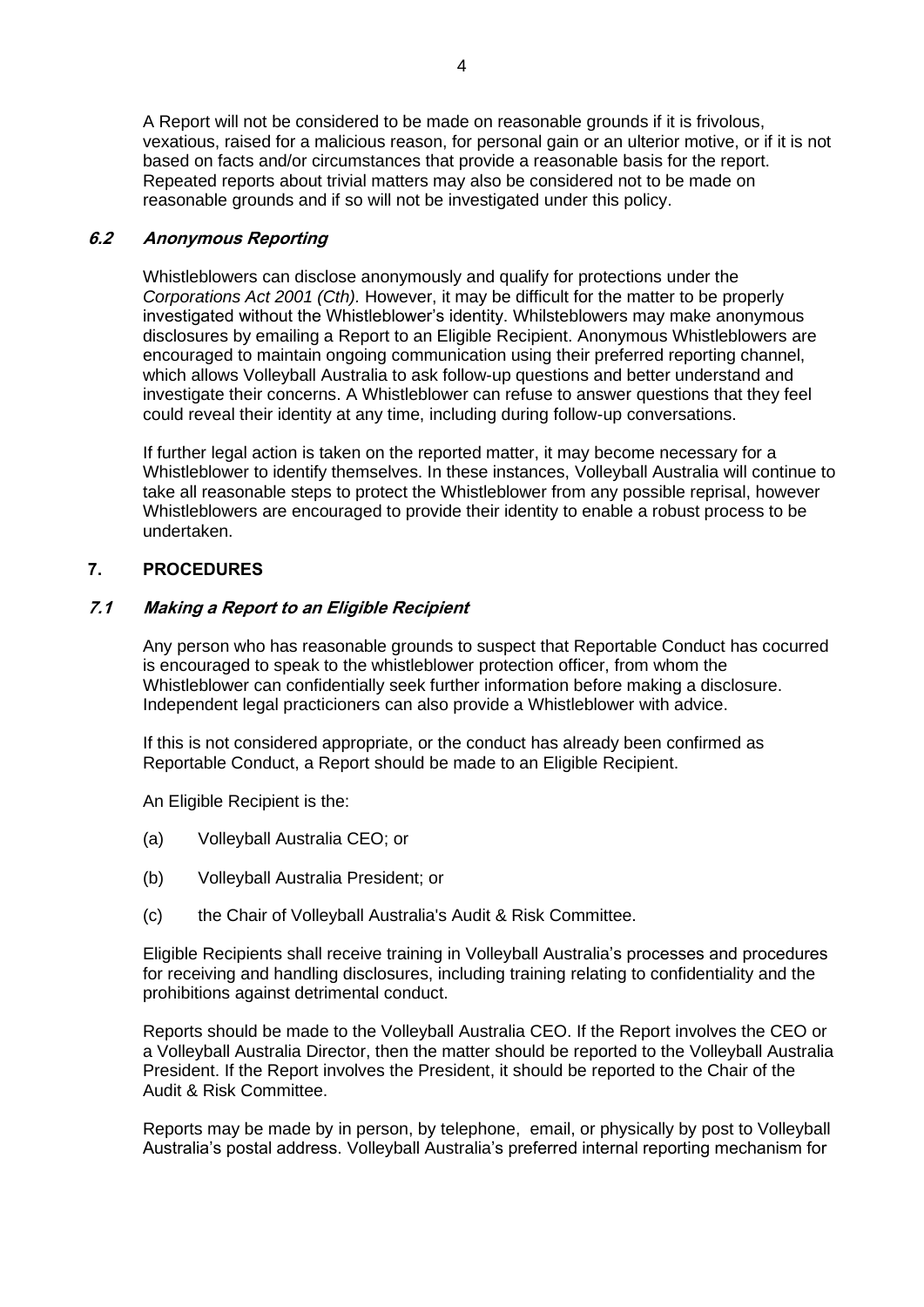A Report will not be considered to be made on reasonable grounds if it is frivolous, vexatious, raised for a malicious reason, for personal gain or an ulterior motive, or if it is not based on facts and/or circumstances that provide a reasonable basis for the report. Repeated reports about trivial matters may also be considered not to be made on reasonable grounds and if so will not be investigated under this policy.

### *6.2 Anonymous Reporting*

Whistleblowers can disclose anonymously and qualify for protections under the *Corporations Act 2001 (Cth).* However, it may be difficult for the matter to be properly investigated without the Whistleblower's identity. Whilsteblowers may make anonymous disclosures by emailing a Report to an Eligible Recipient. Anonymous Whistleblowers are encouraged to maintain ongoing communication using their preferred reporting channel, which allows Volleyball Australia to ask follow-up questions and better understand and investigate their concerns. A Whistleblower can refuse to answer questions that they feel could reveal their identity at any time, including during follow-up conversations.

If further legal action is taken on the reported matter, it may become necessary for a Whistleblower to identify themselves. In these instances, Volleyball Australia will continue to take all reasonable steps to protect the Whistleblower from any possible reprisal, however Whistleblowers are encouraged to provide their identity to enable a robust process to be undertaken.

## 7. PROCEDURES

### *7.1 Making a Report to an Eligible Recipient*

Any person who has reasonable grounds to suspect that Reportable Conduct has cocurred is encouraged to speak to the whistleblower protection officer, from whom the Whistleblower can confidentially seek further information before making a disclosure. Independent legal practicioners can also provide a Whistleblower with advice.

If this is not considered appropriate, or the conduct has already been confirmed as Reportable Conduct, a Report should be made to an Eligible Recipient.

An Eligible Recipient is the:

(a) Volleyball Australia CEO; or

(b) Volleyball Australia President; or

(c) the Chair of Volleyball Australia's Audit & Risk Committee.

Eligible Recipients shall receive training in Volleyball Australia's processes and procedures for receiving and handling disclosures, including training relating to confidentiality and the prohibitions against detrimental conduct.

Reports should be made to the Volleyball Australia CEO. If the Report involves the CEO or a Volleyball Australia Director, then the matter should be reported to the Volleyball Australia President. If the Report involves the President, it should be reported to the Chair of the Audit & Risk Committee.

Reports may be made by in person, by telephone, email, or physically by post to Volleyball Australia's postal address. Volleyball Australia's preferred internal reporting mechanism for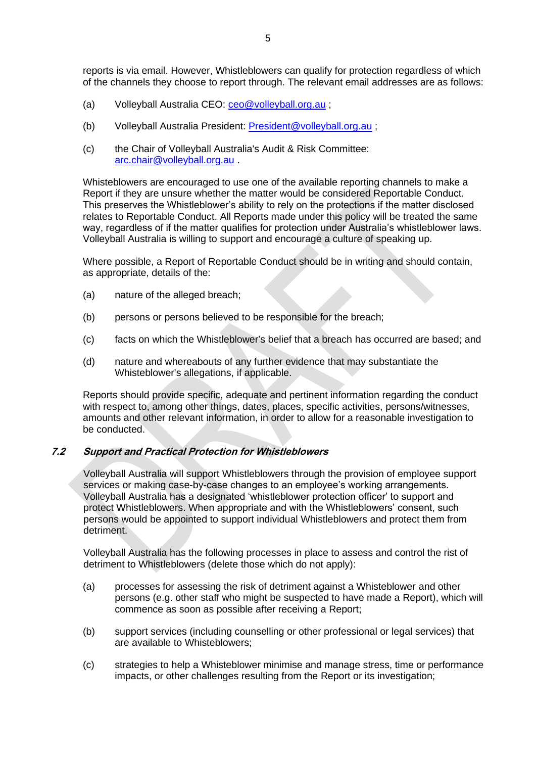reports is via email. However, Whistleblowers can qualify for protection regardless of which of the channels they choose to report through. The relevant email addresses are as follows:

(a) Volleyball Australia CEO: ceo@volleyball.org.au ;

(b) Volleyball Australia President: President@volleyball.org.au ;

(c) the Chair of Volleyball Australia's Audit & Risk Committee: arc.chair@volleyball.org.au .

Whisteblowers are encouraged to use one of the available reporting channels to make a Report if they are unsure whether the matter would be considered Reportable Conduct. This preserves the Whistleblower's ability to rely on the protections if the matter disclosed relates to Reportable Conduct. All Reports made under this policy will be treated the same way, regardless of if the matter qualifies for protection under Australia's whistleblower laws. Volleyball Australia is willing to support and encourage a culture of speaking up.

Where possible, a Report of Reportable Conduct should be in writing and should contain, as appropriate, details of the:

(a) nature of the alleged breach;

(b) persons or persons believed to be responsible for the breach;

(c) facts on which the Whistleblower's belief that a breach has occurred are based; and

(d) nature and whereabouts of any further evidence that may substantiate the Whisteblower's allegations, if applicable.

Reports should provide specific, adequate and pertinent information regarding the conduct with respect to, among other things, dates, places, specific activities, persons/witnesses, amounts and other relevant information, in order to allow for a reasonable investigation to be conducted.

### *7.2 Support and Practical Protection for Whistleblowers*

Volleyball Australia will support Whistleblowers through the provision of employee support services or making case-by-case changes to an employee's working arrangements. Volleyball Australia has a designated 'whistleblower protection officer' to support and protect Whistleblowers. When appropriate and with the Whistleblowers' consent, such persons would be appointed to support individual Whistleblowers and protect them from detriment.

Volleyball Australia has the following processes in place to assess and control the rist of detriment to Whistleblowers (delete those which do not apply):

(a) processes for assessing the risk of detriment against a Whisteblower and other persons (e.g. other staff who might be suspected to have made a Report), which will commence as soon as possible after receiving a Report;

(b) support services (including counselling or other professional or legal services) that are available to Whisteblowers;

(c) strategies to help a Whistleblower minimise and manage stress, time or performance impacts, or other challenges resulting from the Report or its investigation;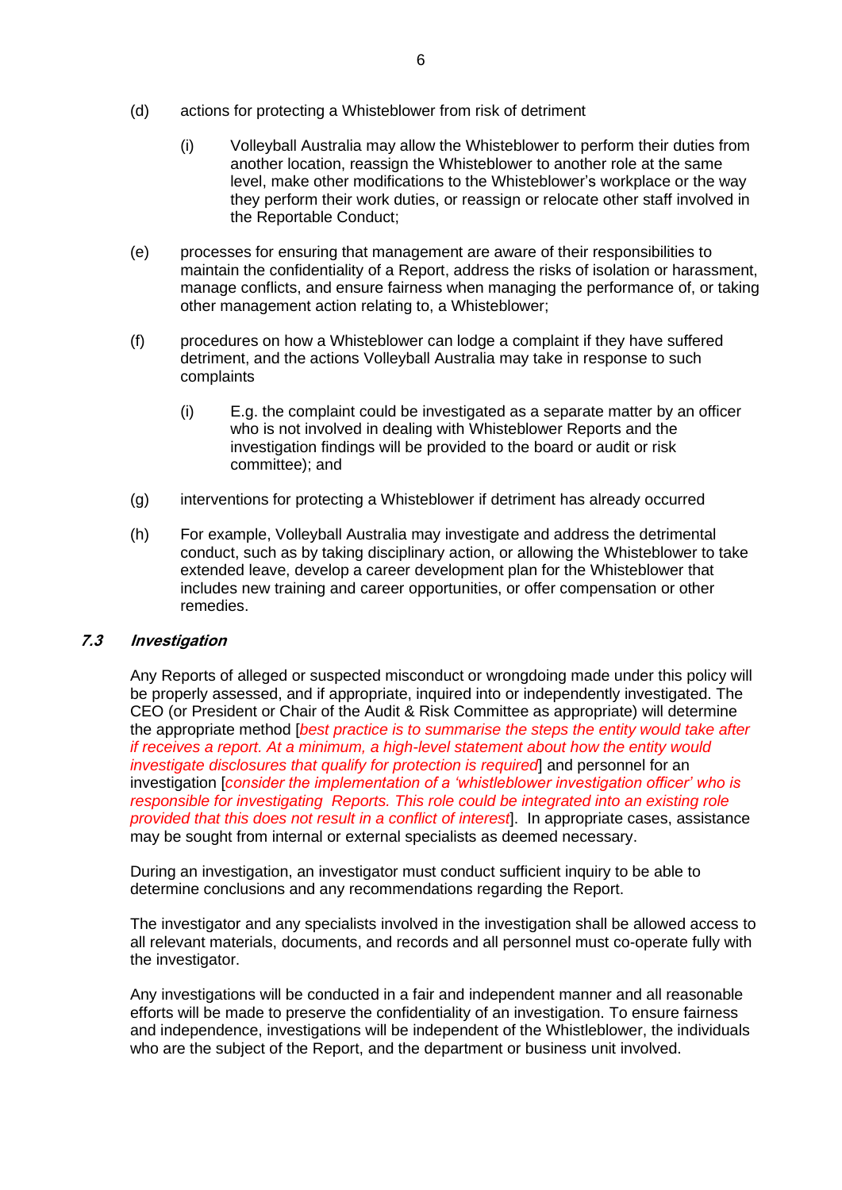(d) actions for protecting a Whisteblower from risk of detriment

   (i) Volleyball Australia may allow the Whisteblower to perform their duties from another location, reassign the Whisteblower to another role at the same level, make other modifications to the Whisteblower's workplace or the way they perform their work duties, or reassign or relocate other staff involved in the Reportable Conduct;

(e) processes for ensuring that management are aware of their responsibilities to maintain the confidentiality of a Report, address the risks of isolation or harassment, manage conflicts, and ensure fairness when managing the performance of, or taking other management action relating to, a Whistleblower;

(f) procedures on how a Whistleblower can lodge a complaint if they have suffered detriment, and the actions Volleyball Australia may take in response to such complaints

   (i) E.g. the complaint could be investigated as a separate matter by an officer who is not involved in dealing with Whistleblower Reports and the investigation findings will be provided to the board or audit or risk committee); and

(g) interventions for protecting a Whistleblower if detriment has already occurred

(h) For example, Volleyball Australia may investigate and address the detrimental conduct, such as by taking disciplinary action, or allowing the Whistleblower to take extended leave, develop a career development plan for the Whistleblower that includes new training and career opportunities, or offer compensation or other remedies.

### *7.3 Investigation*

Any Reports of alleged or suspected misconduct or wrongdoing made under this policy will be properly assessed, and if appropriate, inquired into or independently investigated. The CEO (or President or Chair of the Audit & Risk Committee as appropriate) will determine the appropriate method [*best practice is to summarise the steps the entity would take after if receives a report. At a minimum, a high-level statement about how the entity would investigate disclosures that qualify for protection is required*] and personnel for an investigation [*consider the implementation of a 'whistleblower investigation officer' who is responsible for investigating Reports. This role could be integrated into an existing role provided that this does not result in a conflict of interest*]. In appropriate cases, assistance may be sought from internal or external specialists as deemed necessary.

During an investigation, an investigator must conduct sufficient inquiry to be able to determine conclusions and any recommendations regarding the Report.

The investigator and any specialists involved in the investigation shall be allowed access to all relevant materials, documents, and records and all personnel must co-operate fully with the investigator.

Any investigations will be conducted in a fair and independent manner and all reasonable efforts will be made to preserve the confidentiality of an investigation. To ensure fairness and independence, investigations will be independent of the Whistleblower, the individuals who are the subject of the Report, and the department or business unit involved.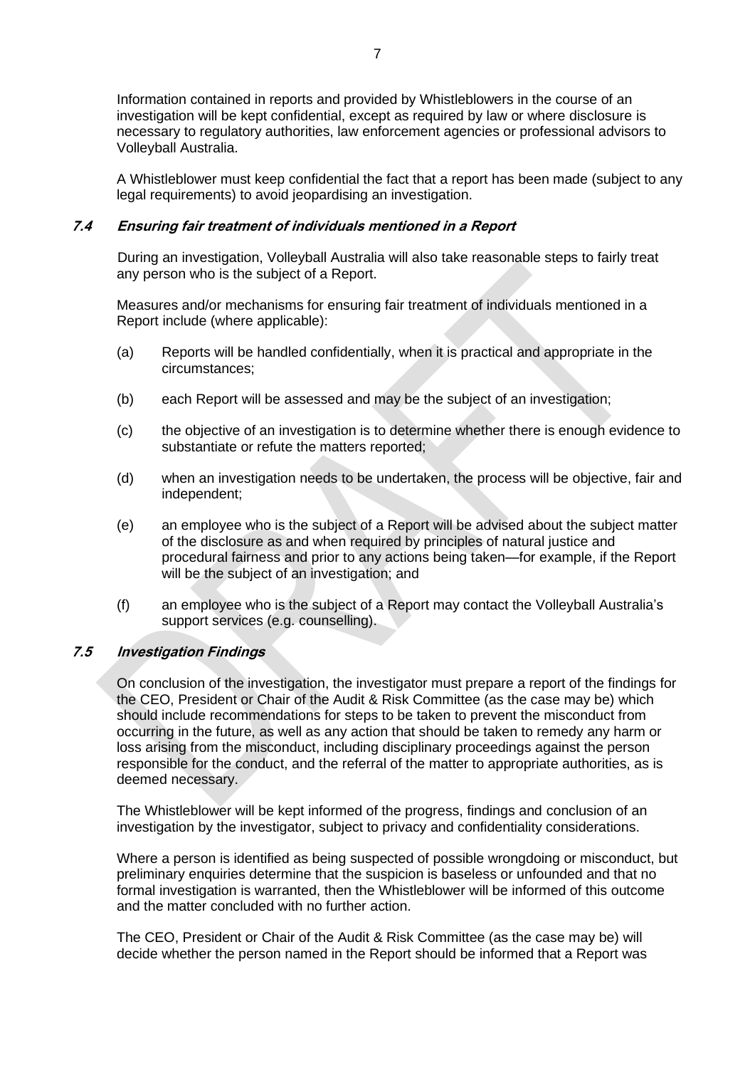Information contained in reports and provided by Whistleblowers in the course of an investigation will be kept confidential, except as required by law or where disclosure is necessary to regulatory authorities, law enforcement agencies or professional advisors to Volleyball Australia.

A Whistleblower must keep confidential the fact that a report has been made (subject to any legal requirements) to avoid jeopardising an investigation.

### *7.4 Ensuring fair treatment of individuals mentioned in a Report*

During an investigation, Volleyball Australia will also take reasonable steps to fairly treat any person who is the subject of a Report.

Measures and/or mechanisms for ensuring fair treatment of individuals mentioned in a Report include (where applicable):

(a) Reports will be handled confidentially, when it is practical and appropriate in the circumstances;

(b) each Report will be assessed and may be the subject of an investigation;

(c) the objective of an investigation is to determine whether there is enough evidence to substantiate or refute the matters reported;

(d) when an investigation needs to be undertaken, the process will be objective, fair and independent;

(e) an employee who is the subject of a Report will be advised about the subject matter of the disclosure as and when required by principles of natural justice and procedural fairness and prior to any actions being taken—for example, if the Report will be the subject of an investigation; and

(f) an employee who is the subject of a Report may contact the Volleyball Australia's support services (e.g. counselling).

### *7.5 Investigation Findings*

On conclusion of the investigation, the investigator must prepare a report of the findings for the CEO, President or Chair of the Audit & Risk Committee (as the case may be) which should include recommendations for steps to be taken to prevent the misconduct from occurring in the future, as well as any action that should be taken to remedy any harm or loss arising from the misconduct, including disciplinary proceedings against the person responsible for the conduct, and the referral of the matter to appropriate authorities, as is deemed necessary.

The Whistleblower will be kept informed of the progress, findings and conclusion of an investigation by the investigator, subject to privacy and confidentiality considerations.

Where a person is identified as being suspected of possible wrongdoing or misconduct, but preliminary enquiries determine that the suspicion is baseless or unfounded and that no formal investigation is warranted, then the Whistleblower will be informed of this outcome and the matter concluded with no further action.

The CEO, President or Chair of the Audit & Risk Committee (as the case may be) will decide whether the person named in the Report should be informed that a Report was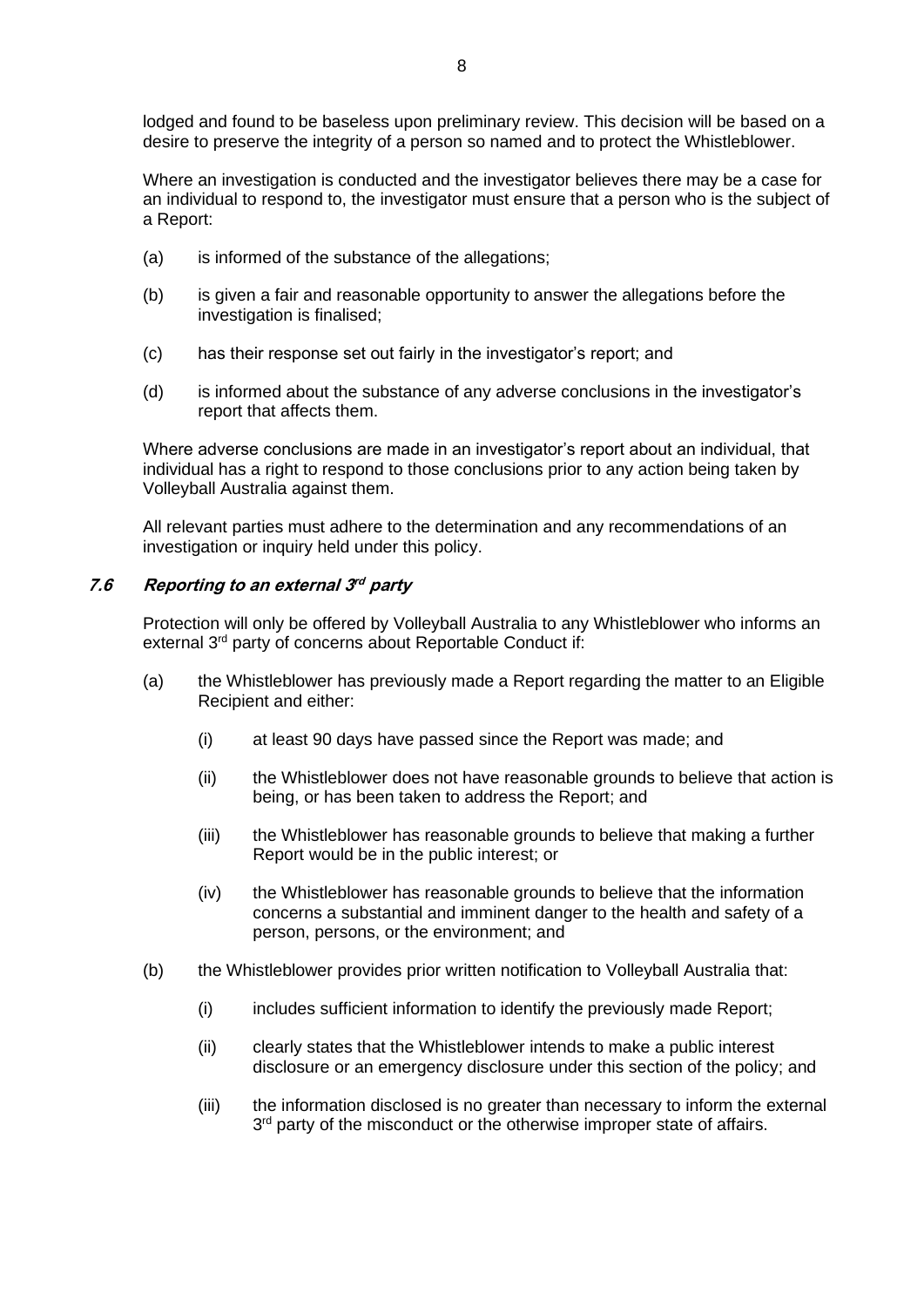lodged and found to be baseless upon preliminary review. This decision will be based on a desire to preserve the integrity of a person so named and to protect the Whistleblower.

Where an investigation is conducted and the investigator believes there may be a case for an individual to respond to, the investigator must ensure that a person who is the subject of a Report:

(a) is informed of the substance of the allegations;

(b) is given a fair and reasonable opportunity to answer the allegations before the investigation is finalised;

(c) has their response set out fairly in the investigator's report; and

(d) is informed about the substance of any adverse conclusions in the investigator's report that affects them.

Where adverse conclusions are made in an investigator's report about an individual, that individual has a right to respond to those conclusions prior to any action being taken by Volleyball Australia against them.

All relevant parties must adhere to the determination and any recommendations of an investigation or inquiry held under this policy.

### *7.6 Reporting to an external 3rd party*

Protection will only be offered by Volleyball Australia to any Whistleblower who informs an external 3rd party of concerns about Reportable Conduct if:

(a) the Whistleblower has previously made a Report regarding the matter to an Eligible Recipient and either:

  (i) at least 90 days have passed since the Report was made; and

  (ii) the Whistleblower does not have reasonable grounds to believe that action is being, or has been taken to address the Report; and

  (iii) the Whistleblower has reasonable grounds to believe that making a further Report would be in the public interest; or

  (iv) the Whistleblower has reasonable grounds to believe that the information concerns a substantial and imminent danger to the health and safety of a person, persons, or the environment; and

(b) the Whistleblower provides prior written notification to Volleyball Australia that:

  (i) includes sufficient information to identify the previously made Report;

  (ii) clearly states that the Whistleblower intends to make a public interest disclosure or an emergency disclosure under this section of the policy; and

  (iii) the information disclosed is no greater than necessary to inform the external 3rd party of the misconduct or the otherwise improper state of affairs.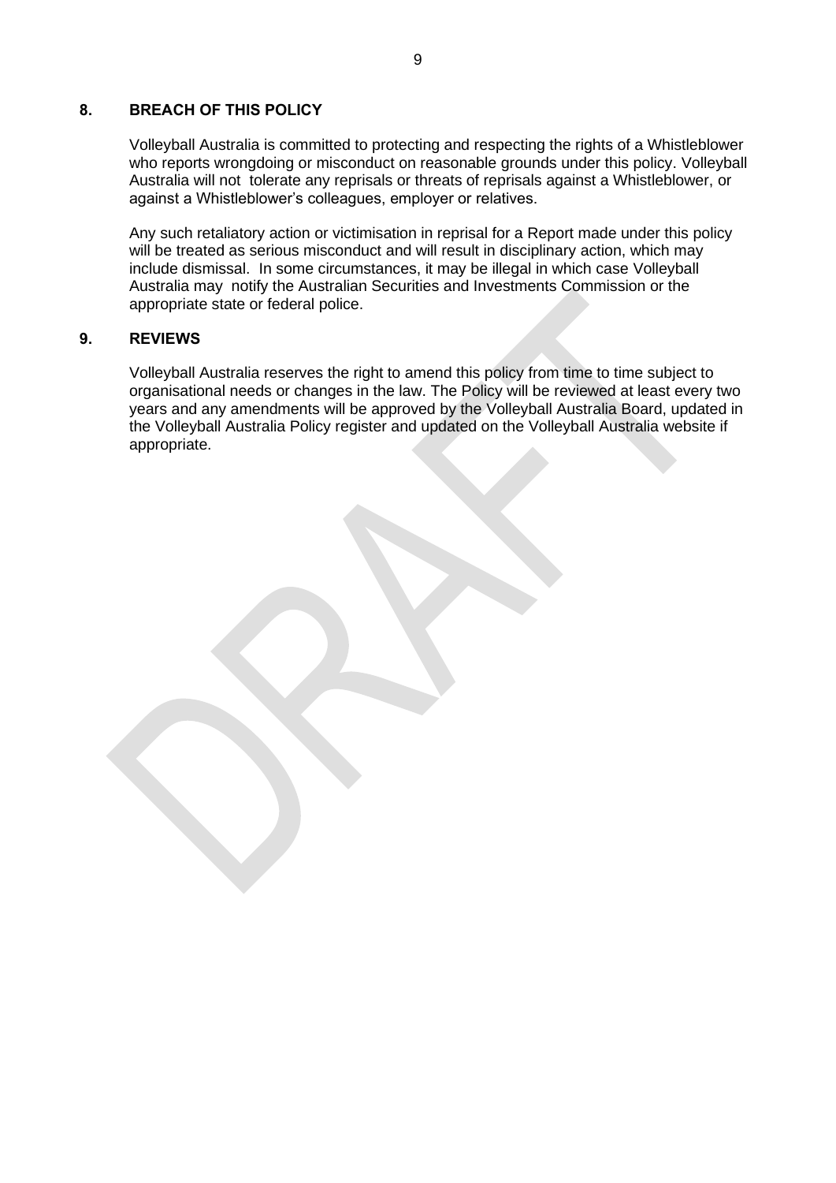## 8. BREACH OF THIS POLICY

Volleyball Australia is committed to protecting and respecting the rights of a Whistleblower who reports wrongdoing or misconduct on reasonable grounds under this policy. Volleyball Australia will not tolerate any reprisals or threats of reprisals against a Whistleblower, or against a Whistleblower's colleagues, employer or relatives.

Any such retaliatory action or victimisation in reprisal for a Report made under this policy will be treated as serious misconduct and will result in disciplinary action, which may include dismissal. In some circumstances, it may be illegal in which case Volleyball Australia may notify the Australian Securities and Investments Commission or the appropriate state or federal police.

## 9. REVIEWS

Volleyball Australia reserves the right to amend this policy from time to time subject to organisational needs or changes in the law. The Policy will be reviewed at least every two years and any amendments will be approved by the Volleyball Australia Board, updated in the Volleyball Australia Policy register and updated on the Volleyball Australia website if appropriate.